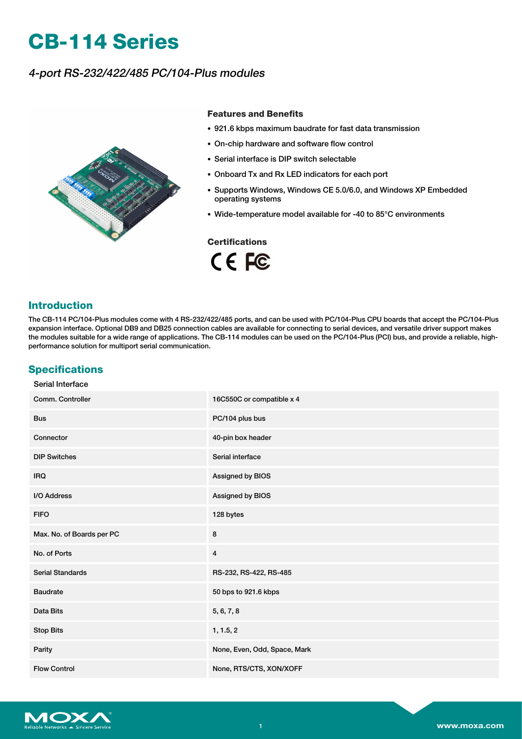# CB-114 Series

*4-port RS-232/422/485 PC/104-Plus modules*

### Features and Benefits

- 921.6 kbps maximum baudrate for fast data transmission
- On-chip hardware and software flow control
- Serial interface is DIP switch selectable
- Onboard Tx and Rx LED indicators for each port
- Supports Windows, Windows CE 5.0/6.0, and Windows XP Embedded operating systems
- Wide-temperature model available for -40 to 85°C environments

### Certifications

## Introduction

The CB-114 PC/104-Plus modules come with 4 RS-232/422/485 ports, and can be used with PC/104-Plus CPU boards that accept the PC/104-Plus expansion interface. Optional DB9 and DB25 connection cables are available for connecting to serial devices, and versatile driver support makes the modules suitable for a wide range of applications. The CB-114 modules can be used on the PC/104-Plus (PCI) bus, and provide a reliable, high-performance solution for multiport serial communication.

## Specifications

Serial Interface

| | |
|---|---|
| Comm. Controller | 16C550C or compatible x 4 |
| Bus | PC/104 plus bus |
| Connector | 40-pin box header |
| DIP Switches | Serial interface |
| IRQ | Assigned by BIOS |
| I/O Address | Assigned by BIOS |
| FIFO | 128 bytes |
| Max. No. of Boards per PC | 8 |
| No. of Ports | 4 |
| Serial Standards | RS-232, RS-422, RS-485 |
| Baudrate | 50 bps to 921.6 kbps |
| Data Bits | 5, 6, 7, 8 |
| Stop Bits | 1, 1.5, 2 |
| Parity | None, Even, Odd, Space, Mark |
| Flow Control | None, RTS/CTS, XON/XOFF |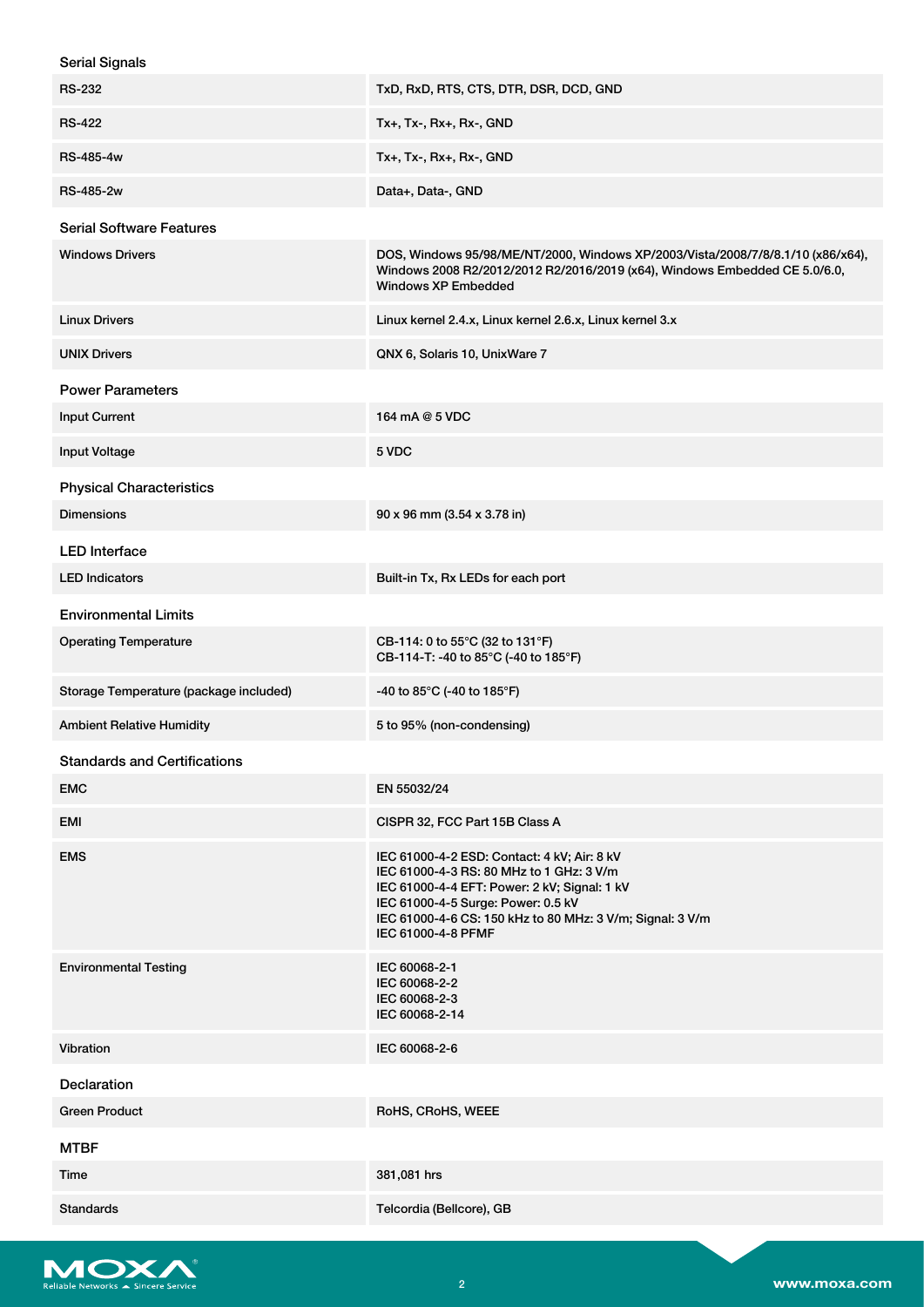### Serial Signals

| | |
|---|---|
| RS-232 | TxD, RxD, RTS, CTS, DTR, DSR, DCD, GND |
| RS-422 | Tx+, Tx-, Rx+, Rx-, GND |
| RS-485-4w | Tx+, Tx-, Rx+, Rx-, GND |
| RS-485-2w | Data+, Data-, GND |

### Serial Software Features

| | |
|---|---|
| Windows Drivers | DOS, Windows 95/98/ME/NT/2000, Windows XP/2003/Vista/2008/7/8/8.1/10 (x86/x64), Windows 2008 R2/2012/2012 R2/2016/2019 (x64), Windows Embedded CE 5.0/6.0, Windows XP Embedded |
| Linux Drivers | Linux kernel 2.4.x, Linux kernel 2.6.x, Linux kernel 3.x |
| UNIX Drivers | QNX 6, Solaris 10, UnixWare 7 |

### Power Parameters

| | |
|---|---|
| Input Current | 164 mA @ 5 VDC |
| Input Voltage | 5 VDC |

### Physical Characteristics

| | |
|---|---|
| Dimensions | 90 x 96 mm (3.54 x 3.78 in) |

### LED Interface

| | |
|---|---|
| LED Indicators | Built-in Tx, Rx LEDs for each port |

### Environmental Limits

| | |
|---|---|
| Operating Temperature | CB-114: 0 to 55°C (32 to 131°F)<br>CB-114-T: -40 to 85°C (-40 to 185°F) |
| Storage Temperature (package included) | -40 to 85°C (-40 to 185°F) |
| Ambient Relative Humidity | 5 to 95% (non-condensing) |

### Standards and Certifications

| | |
|---|---|
| EMC | EN 55032/24 |
| EMI | CISPR 32, FCC Part 15B Class A |
| EMS | IEC 61000-4-2 ESD: Contact: 4 kV; Air: 8 kV<br>IEC 61000-4-3 RS: 80 MHz to 1 GHz: 3 V/m<br>IEC 61000-4-4 EFT: Power: 2 kV; Signal: 1 kV<br>IEC 61000-4-5 Surge: Power: 0.5 kV<br>IEC 61000-4-6 CS: 150 kHz to 80 MHz: 3 V/m; Signal: 3 V/m<br>IEC 61000-4-8 PFMF |
| Environmental Testing | IEC 60068-2-1<br>IEC 60068-2-2<br>IEC 60068-2-3<br>IEC 60068-2-14 |
| Vibration | IEC 60068-2-6 |

### Declaration

| | |
|---|---|
| Green Product | RoHS, CRoHS, WEEE |

### MTBF

| | |
|---|---|
| Time | 381,081 hrs |
| Standards | Telcordia (Bellcore), GB |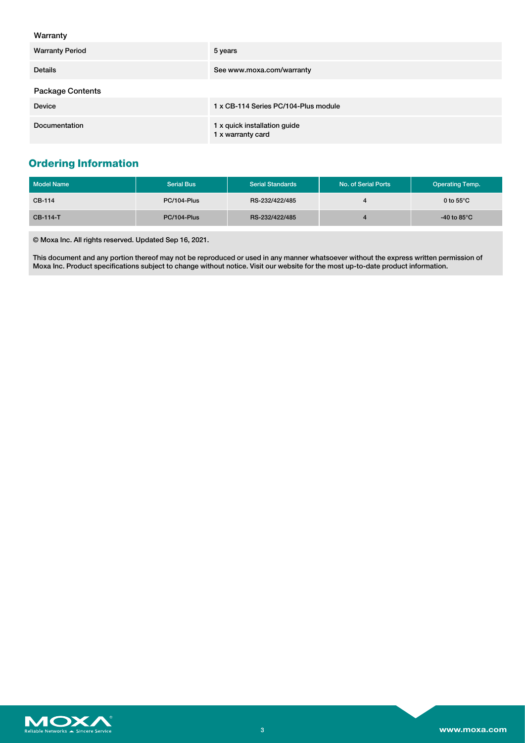### Warranty

| | |
|---|---|
| Warranty Period | 5 years |
| Details | See www.moxa.com/warranty |

### Package Contents

| | |
|---|---|
| Device | 1 x CB-114 Series PC/104-Plus module |
| Documentation | 1 x quick installation guide<br>1 x warranty card |

## Ordering Information

| Model Name | Serial Bus | Serial Standards | No. of Serial Ports | Operating Temp. |
|---|---|---|---|---|
| CB-114 | PC/104-Plus | RS-232/422/485 | 4 | 0 to 55°C |
| CB-114-T | PC/104-Plus | RS-232/422/485 | 4 | -40 to 85°C |

© Moxa Inc. All rights reserved. Updated Sep 16, 2021.

This document and any portion thereof may not be reproduced or used in any manner whatsoever without the express written permission of Moxa Inc. Product specifications subject to change without notice. Visit our website for the most up-to-date product information.